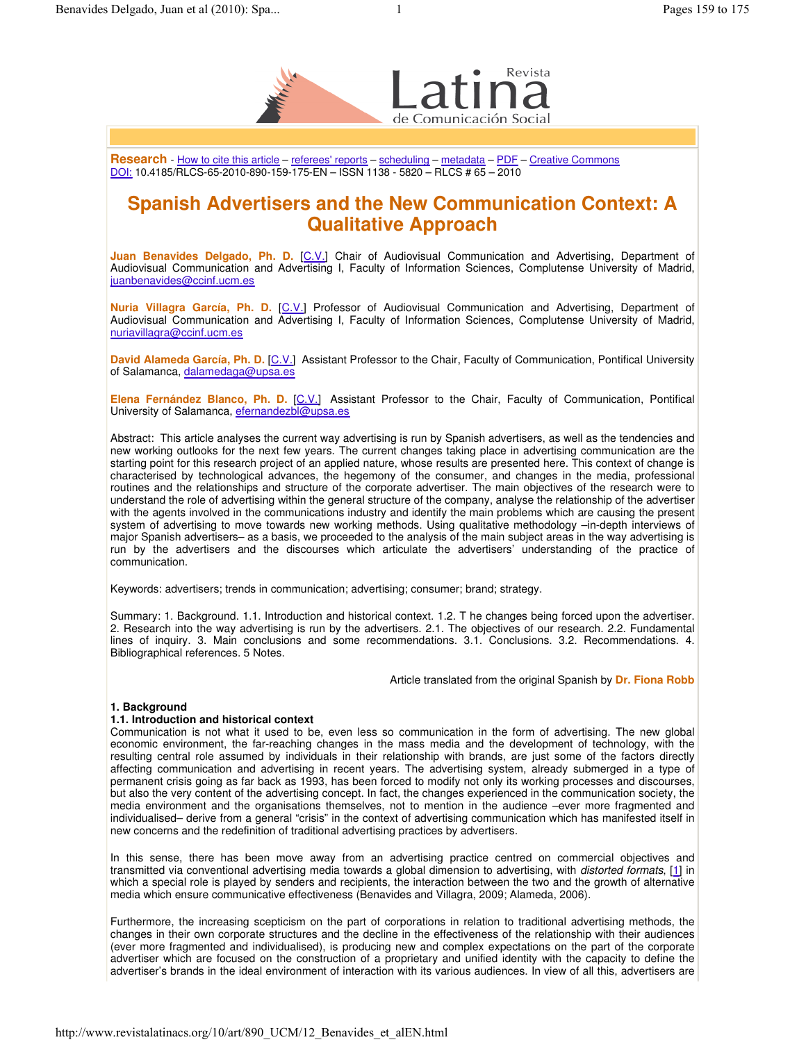**Research** - How to cite this article – referees' reports – scheduling – metadata – PDF – Creative Commons
DOI: 10.4185/RLCS-65-2010-890-159-175-EN – ISSN 1138 - 5820 – RLCS # 65 – 2010

# Spanish Advertisers and the New Communication Context: A Qualitative Approach

**Juan Benavides Delgado, Ph. D.** [C.V.] Chair of Audiovisual Communication and Advertising, Department of Audiovisual Communication and Advertising I, Faculty of Information Sciences, Complutense University of Madrid, juanbenavides@ccinf.ucm.es

**Nuria Villagra García, Ph. D.** [C.V.] Professor of Audiovisual Communication and Advertising, Department of Audiovisual Communication and Advertising I, Faculty of Information Sciences, Complutense University of Madrid, nuriavillagra@ccinf.ucm.es

**David Alameda García, Ph. D.** [C.V.] Assistant Professor to the Chair, Faculty of Communication, Pontifical University of Salamanca, dalamedaga@upsa.es

**Elena Fernández Blanco, Ph. D.** [C.V.] Assistant Professor to the Chair, Faculty of Communication, Pontifical University of Salamanca, efernandezbl@upsa.es

Abstract: This article analyses the current way advertising is run by Spanish advertisers, as well as the tendencies and new working outlooks for the next few years. The current changes taking place in advertising communication are the starting point for this research project of an applied nature, whose results are presented here. This context of change is characterised by technological advances, the hegemony of the consumer, and changes in the media, professional routines and the relationships and structure of the corporate advertiser. The main objectives of the research were to understand the role of advertising within the general structure of the company, analyse the relationship of the advertiser with the agents involved in the communications industry and identify the main problems which are causing the present system of advertising to move towards new working methods. Using qualitative methodology –in-depth interviews of major Spanish advertisers– as a basis, we proceeded to the analysis of the main subject areas in the way advertising is run by the advertisers and the discourses which articulate the advertisers' understanding of the practice of communication.

Keywords: advertisers; trends in communication; advertising; consumer; brand; strategy.

Summary: 1. Background. 1.1. Introduction and historical context. 1.2. T he changes being forced upon the advertiser. 2. Research into the way advertising is run by the advertisers. 2.1. The objectives of our research. 2.2. Fundamental lines of inquiry. 3. Main conclusions and some recommendations. 3.1. Conclusions. 3.2. Recommendations. 4. Bibliographical references. 5 Notes.

Article translated from the original Spanish by **Dr. Fiona Robb**

## 1. Background

### 1.1. Introduction and historical context

Communication is not what it used to be, even less so communication in the form of advertising. The new global economic environment, the far-reaching changes in the mass media and the development of technology, with the resulting central role assumed by individuals in their relationship with brands, are just some of the factors directly affecting communication and advertising in recent years. The advertising system, already submerged in a type of permanent crisis going as far back as 1993, has been forced to modify not only its working processes and discourses, but also the very content of the advertising concept. In fact, the changes experienced in the communication society, the media environment and the organisations themselves, not to mention in the audience –ever more fragmented and individualised– derive from a general "crisis" in the context of advertising communication which has manifested itself in new concerns and the redefinition of traditional advertising practices by advertisers.

In this sense, there has been move away from an advertising practice centred on commercial objectives and transmitted via conventional advertising media towards a global dimension to advertising, with *distorted formats*, [1] in which a special role is played by senders and recipients, the interaction between the two and the growth of alternative media which ensure communicative effectiveness (Benavides and Villagra, 2009; Alameda, 2006).

Furthermore, the increasing scepticism on the part of corporations in relation to traditional advertising methods, the changes in their own corporate structures and the decline in the effectiveness of the relationship with their audiences (ever more fragmented and individualised), is producing new and complex expectations on the part of the corporate advertiser which are focused on the construction of a proprietary and unified identity with the capacity to define the advertiser's brands in the ideal environment of interaction with its various audiences. In view of all this, advertisers are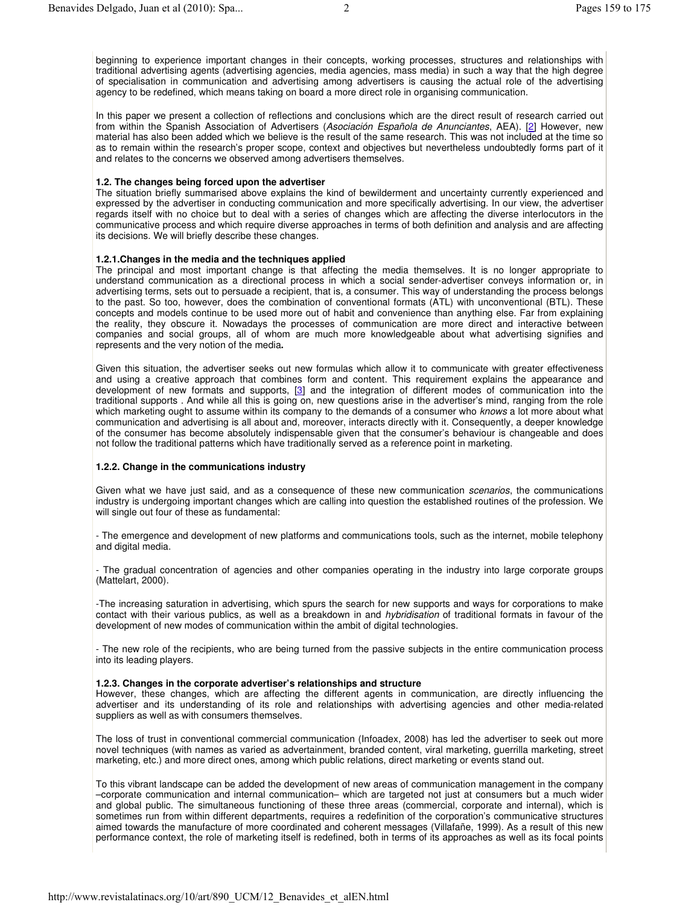beginning to experience important changes in their concepts, working processes, structures and relationships with traditional advertising agents (advertising agencies, media agencies, mass media) in such a way that the high degree of specialisation in communication and advertising among advertisers is causing the actual role of the advertising agency to be redefined, which means taking on board a more direct role in organising communication.

In this paper we present a collection of reflections and conclusions which are the direct result of research carried out from within the Spanish Association of Advertisers (*Asociación Española de Anunciantes*, AEA). [2] However, new material has also been added which we believe is the result of the same research. This was not included at the time so as to remain within the research's proper scope, context and objectives but nevertheless undoubtedly forms part of it and relates to the concerns we observed among advertisers themselves.

### 1.2. The changes being forced upon the advertiser

The situation briefly summarised above explains the kind of bewilderment and uncertainty currently experienced and expressed by the advertiser in conducting communication and more specifically advertising. In our view, the advertiser regards itself with no choice but to deal with a series of changes which are affecting the diverse interlocutors in the communicative process and which require diverse approaches in terms of both definition and analysis and are affecting its decisions. We will briefly describe these changes.

#### 1.2.1.Changes in the media and the techniques applied

The principal and most important change is that affecting the media themselves. It is no longer appropriate to understand communication as a directional process in which a social sender-advertiser conveys information or, in advertising terms, sets out to persuade a recipient, that is, a consumer. This way of understanding the process belongs to the past. So too, however, does the combination of conventional formats (ATL) with unconventional (BTL). These concepts and models continue to be used more out of habit and convenience than anything else. Far from explaining the reality, they obscure it. Nowadays the processes of communication are more direct and interactive between companies and social groups, all of whom are much more knowledgeable about what advertising signifies and represents and the very notion of the media**.**

Given this situation, the advertiser seeks out new formulas which allow it to communicate with greater effectiveness and using a creative approach that combines form and content. This requirement explains the appearance and development of new formats and supports, [3] and the integration of different modes of communication into the traditional supports . And while all this is going on, new questions arise in the advertiser's mind, ranging from the role which marketing ought to assume within its company to the demands of a consumer who *knows* a lot more about what communication and advertising is all about and, moreover, interacts directly with it. Consequently, a deeper knowledge of the consumer has become absolutely indispensable given that the consumer's behaviour is changeable and does not follow the traditional patterns which have traditionally served as a reference point in marketing.

#### 1.2.2. Change in the communications industry

Given what we have just said, and as a consequence of these new communication *scenarios*, the communications industry is undergoing important changes which are calling into question the established routines of the profession. We will single out four of these as fundamental:

- The emergence and development of new platforms and communications tools, such as the internet, mobile telephony and digital media.

- The gradual concentration of agencies and other companies operating in the industry into large corporate groups (Mattelart, 2000).

- The increasing saturation in advertising, which spurs the search for new supports and ways for corporations to make contact with their various publics, as well as a breakdown in and *hybridisation* of traditional formats in favour of the development of new modes of communication within the ambit of digital technologies.

- The new role of the recipients, who are being turned from the passive subjects in the entire communication process into its leading players.

#### 1.2.3. Changes in the corporate advertiser's relationships and structure

However, these changes, which are affecting the different agents in communication, are directly influencing the advertiser and its understanding of its role and relationships with advertising agencies and other media-related suppliers as well as with consumers themselves.

The loss of trust in conventional commercial communication (Infoadex, 2008) has led the advertiser to seek out more novel techniques (with names as varied as advertainment, branded content, viral marketing, guerrilla marketing, street marketing, etc.) and more direct ones, among which public relations, direct marketing or events stand out.

To this vibrant landscape can be added the development of new areas of communication management in the company –corporate communication and internal communication– which are targeted not just at consumers but a much wider and global public. The simultaneous functioning of these three areas (commercial, corporate and internal), which is sometimes run from within different departments, requires a redefinition of the corporation's communicative structures aimed towards the manufacture of more coordinated and coherent messages (Villafañe, 1999). As a result of this new performance context, the role of marketing itself is redefined, both in terms of its approaches as well as its focal points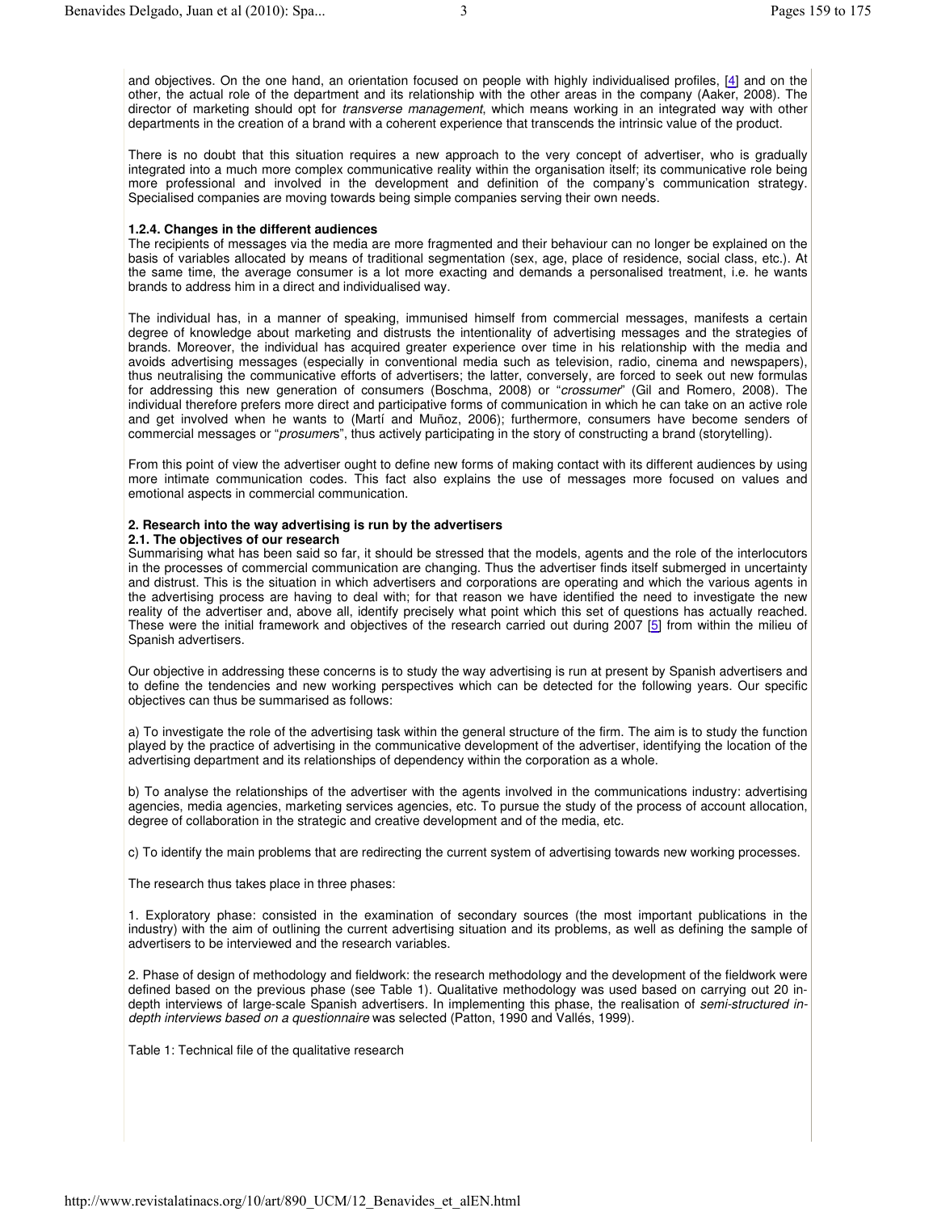and objectives. On the one hand, an orientation focused on people with highly individualised profiles, [4] and on the other, the actual role of the department and its relationship with the other areas in the company (Aaker, 2008). The director of marketing should opt for *transverse management*, which means working in an integrated way with other departments in the creation of a brand with a coherent experience that transcends the intrinsic value of the product.

There is no doubt that this situation requires a new approach to the very concept of advertiser, who is gradually integrated into a much more complex communicative reality within the organisation itself; its communicative role being more professional and involved in the development and definition of the company's communication strategy. Specialised companies are moving towards being simple companies serving their own needs.

#### 1.2.4. Changes in the different audiences

The recipients of messages via the media are more fragmented and their behaviour can no longer be explained on the basis of variables allocated by means of traditional segmentation (sex, age, place of residence, social class, etc.). At the same time, the average consumer is a lot more exacting and demands a personalised treatment, i.e. he wants brands to address him in a direct and individualised way.

The individual has, in a manner of speaking, immunised himself from commercial messages, manifests a certain degree of knowledge about marketing and distrusts the intentionality of advertising messages and the strategies of brands. Moreover, the individual has acquired greater experience over time in his relationship with the media and avoids advertising messages (especially in conventional media such as television, radio, cinema and newspapers), thus neutralising the communicative efforts of advertisers; the latter, conversely, are forced to seek out new formulas for addressing this new generation of consumers (Boschma, 2008) or "*crossumer*" (Gil and Romero, 2008). The individual therefore prefers more direct and participative forms of communication in which he can take on an active role and get involved when he wants to (Martí and Muñoz, 2006); furthermore, consumers have become senders of commercial messages or "*prosumer*s", thus actively participating in the story of constructing a brand (storytelling).

From this point of view the advertiser ought to define new forms of making contact with its different audiences by using more intimate communication codes. This fact also explains the use of messages more focused on values and emotional aspects in commercial communication.

## 2. Research into the way advertising is run by the advertisers

### 2.1. The objectives of our research

Summarising what has been said so far, it should be stressed that the models, agents and the role of the interlocutors in the processes of commercial communication are changing. Thus the advertiser finds itself submerged in uncertainty and distrust. This is the situation in which advertisers and corporations are operating and which the various agents in the advertising process are having to deal with; for that reason we have identified the need to investigate the new reality of the advertiser and, above all, identify precisely what point which this set of questions has actually reached. These were the initial framework and objectives of the research carried out during 2007 [5] from within the milieu of Spanish advertisers.

Our objective in addressing these concerns is to study the way advertising is run at present by Spanish advertisers and to define the tendencies and new working perspectives which can be detected for the following years. Our specific objectives can thus be summarised as follows:

a) To investigate the role of the advertising task within the general structure of the firm. The aim is to study the function played by the practice of advertising in the communicative development of the advertiser, identifying the location of the advertising department and its relationships of dependency within the corporation as a whole.

b) To analyse the relationships of the advertiser with the agents involved in the communications industry: advertising agencies, media agencies, marketing services agencies, etc. To pursue the study of the process of account allocation, degree of collaboration in the strategic and creative development and of the media, etc.

c) To identify the main problems that are redirecting the current system of advertising towards new working processes.

The research thus takes place in three phases:

1. Exploratory phase: consisted in the examination of secondary sources (the most important publications in the industry) with the aim of outlining the current advertising situation and its problems, as well as defining the sample of advertisers to be interviewed and the research variables.

2. Phase of design of methodology and fieldwork: the research methodology and the development of the fieldwork were defined based on the previous phase (see Table 1). Qualitative methodology was used based on carrying out 20 in-depth interviews of large-scale Spanish advertisers. In implementing this phase, the realisation of *semi-structured in-depth interviews based on a questionnaire* was selected (Patton, 1990 and Vallés, 1999).

Table 1: Technical file of the qualitative research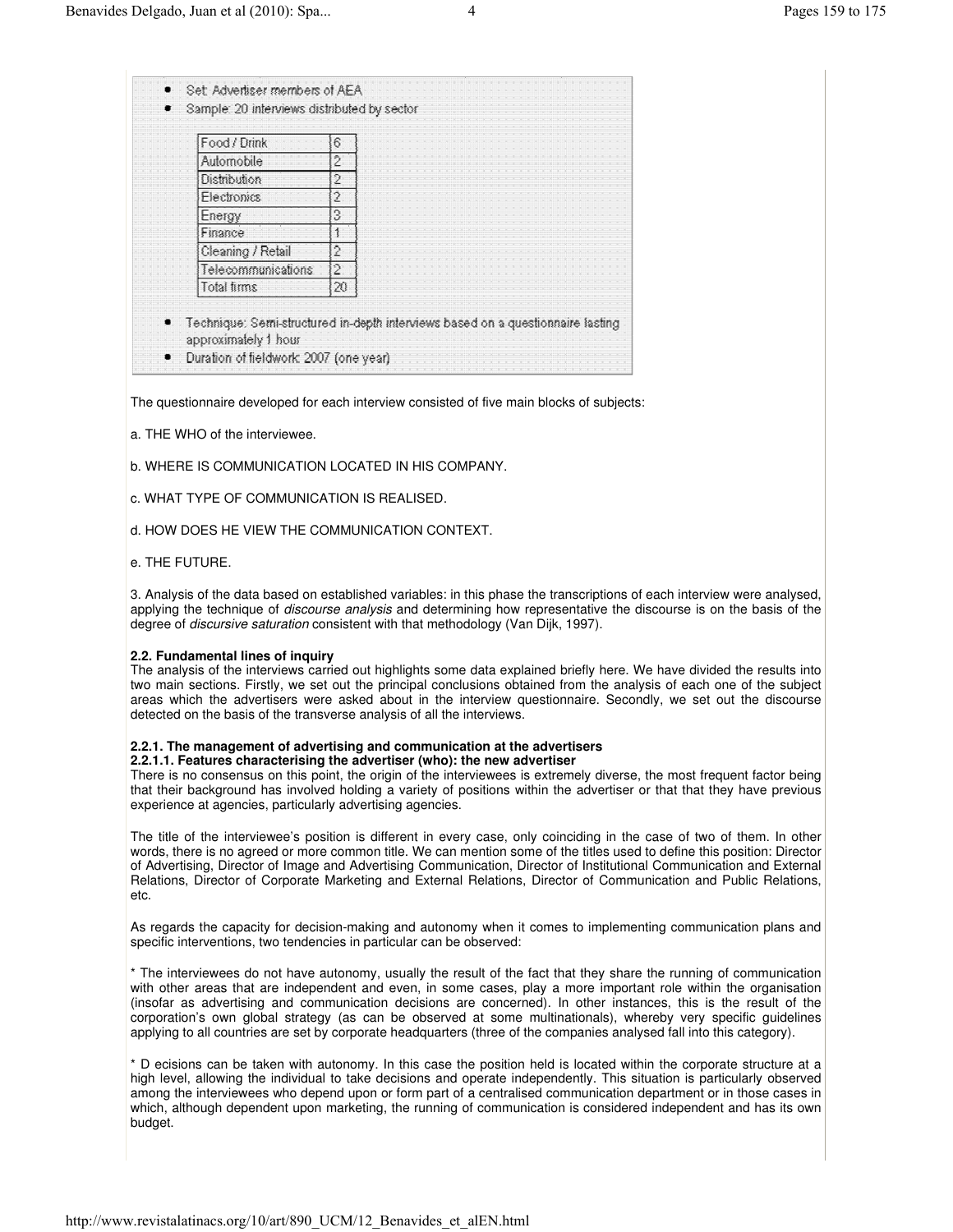- Set: Advertiser members of AEA
- Sample: 20 interviews distributed by sector

| Food / Drink | 6 |
|---|---|
| Automobile | 2 |
| Distribution | 2 |
| Electronics | 2 |
| Energy | 3 |
| Finance | 1 |
| Cleaning / Retail | 2 |
| Telecommunications | 2 |
| Total firms | 20 |

- Technique: Semi-structured in-depth interviews based on a questionnaire lasting approximately 1 hour
- Duration of fieldwork: 2007 (one year)

The questionnaire developed for each interview consisted of five main blocks of subjects:

a. THE WHO of the interviewee.

b. WHERE IS COMMUNICATION LOCATED IN HIS COMPANY.

c. WHAT TYPE OF COMMUNICATION IS REALISED.

d. HOW DOES HE VIEW THE COMMUNICATION CONTEXT.

e. THE FUTURE.

3. Analysis of the data based on established variables: in this phase the transcriptions of each interview were analysed, applying the technique of *discourse analysis* and determining how representative the discourse is on the basis of the degree of *discursive saturation* consistent with that methodology (Van Dijk, 1997).

**2.2. Fundamental lines of inquiry**

The analysis of the interviews carried out highlights some data explained briefly here. We have divided the results into two main sections. Firstly, we set out the principal conclusions obtained from the analysis of each one of the subject areas which the advertisers were asked about in the interview questionnaire. Secondly, we set out the discourse detected on the basis of the transverse analysis of all the interviews.

**2.2.1. The management of advertising and communication at the advertisers**

**2.2.1.1. Features characterising the advertiser (who): the new advertiser**

There is no consensus on this point, the origin of the interviewees is extremely diverse, the most frequent factor being that their background has involved holding a variety of positions within the advertiser or that that they have previous experience at agencies, particularly advertising agencies.

The title of the interviewee's position is different in every case, only coinciding in the case of two of them. In other words, there is no agreed or more common title. We can mention some of the titles used to define this position: Director of Advertising, Director of Image and Advertising Communication, Director of Institutional Communication and External Relations, Director of Corporate Marketing and External Relations, Director of Communication and Public Relations, etc.

As regards the capacity for decision-making and autonomy when it comes to implementing communication plans and specific interventions, two tendencies in particular can be observed:

* The interviewees do not have autonomy, usually the result of the fact that they share the running of communication with other areas that are independent and even, in some cases, play a more important role within the organisation (insofar as advertising and communication decisions are concerned). In other instances, this is the result of the corporation's own global strategy (as can be observed at some multinationals), whereby very specific guidelines applying to all countries are set by corporate headquarters (three of the companies analysed fall into this category).

* D ecisions can be taken with autonomy. In this case the position held is located within the corporate structure at a high level, allowing the individual to take decisions and operate independently. This situation is particularly observed among the interviewees who depend upon or form part of a centralised communication department or in those cases in which, although dependent upon marketing, the running of communication is considered independent and has its own budget.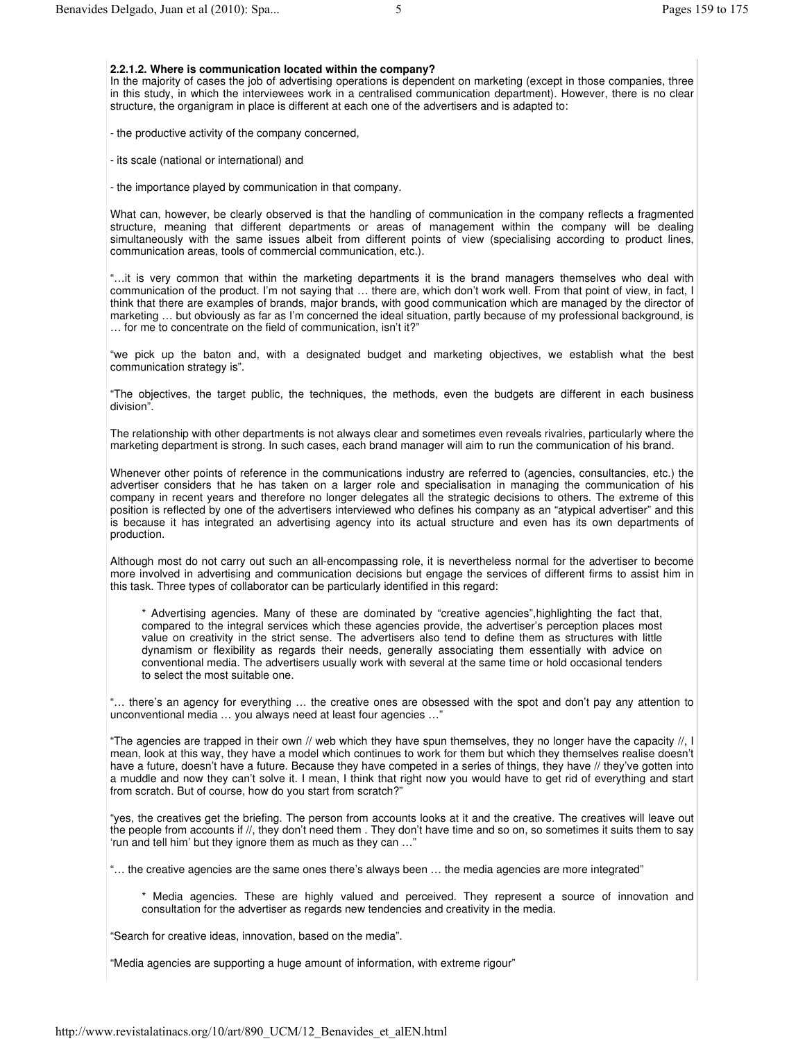**2.2.1.2. Where is communication located within the company?**

In the majority of cases the job of advertising operations is dependent on marketing (except in those companies, three in this study, in which the interviewees work in a centralised communication department). However, there is no clear structure, the organigram in place is different at each one of the advertisers and is adapted to:

- the productive activity of the company concerned,

- its scale (national or international) and

- the importance played by communication in that company.

What can, however, be clearly observed is that the handling of communication in the company reflects a fragmented structure, meaning that different departments or areas of management within the company will be dealing simultaneously with the same issues albeit from different points of view (specialising according to product lines, communication areas, tools of commercial communication, etc.).

"…it is very common that within the marketing departments it is the brand managers themselves who deal with communication of the product. I'm not saying that … there are, which don't work well. From that point of view, in fact, I think that there are examples of brands, major brands, with good communication which are managed by the director of marketing … but obviously as far as I'm concerned the ideal situation, partly because of my professional background, is … for me to concentrate on the field of communication, isn't it?"

"we pick up the baton and, with a designated budget and marketing objectives, we establish what the best communication strategy is".

"The objectives, the target public, the techniques, the methods, even the budgets are different in each business division".

The relationship with other departments is not always clear and sometimes even reveals rivalries, particularly where the marketing department is strong. In such cases, each brand manager will aim to run the communication of his brand.

Whenever other points of reference in the communications industry are referred to (agencies, consultancies, etc.) the advertiser considers that he has taken on a larger role and specialisation in managing the communication of his company in recent years and therefore no longer delegates all the strategic decisions to others. The extreme of this position is reflected by one of the advertisers interviewed who defines his company as an "atypical advertiser" and this is because it has integrated an advertising agency into its actual structure and even has its own departments of production.

Although most do not carry out such an all-encompassing role, it is nevertheless normal for the advertiser to become more involved in advertising and communication decisions but engage the services of different firms to assist him in this task. Three types of collaborator can be particularly identified in this regard:

> * Advertising agencies. Many of these are dominated by "creative agencies",highlighting the fact that, compared to the integral services which these agencies provide, the advertiser's perception places most value on creativity in the strict sense. The advertisers also tend to define them as structures with little dynamism or flexibility as regards their needs, generally associating them essentially with advice on conventional media. The advertisers usually work with several at the same time or hold occasional tenders to select the most suitable one.

"… there's an agency for everything … the creative ones are obsessed with the spot and don't pay any attention to unconventional media … you always need at least four agencies …"

"The agencies are trapped in their own // web which they have spun themselves, they no longer have the capacity //, I mean, look at this way, they have a model which continues to work for them but which they themselves realise doesn't have a future, doesn't have a future. Because they have competed in a series of things, they have // they've gotten into a muddle and now they can't solve it. I mean, I think that right now you would have to get rid of everything and start from scratch. But of course, how do you start from scratch?"

"yes, the creatives get the briefing. The person from accounts looks at it and the creative. The creatives will leave out the people from accounts if //, they don't need them . They don't have time and so on, so sometimes it suits them to say 'run and tell him' but they ignore them as much as they can …"

"… the creative agencies are the same ones there's always been … the media agencies are more integrated"

> * Media agencies. These are highly valued and perceived. They represent a source of innovation and consultation for the advertiser as regards new tendencies and creativity in the media.

"Search for creative ideas, innovation, based on the media".

"Media agencies are supporting a huge amount of information, with extreme rigour"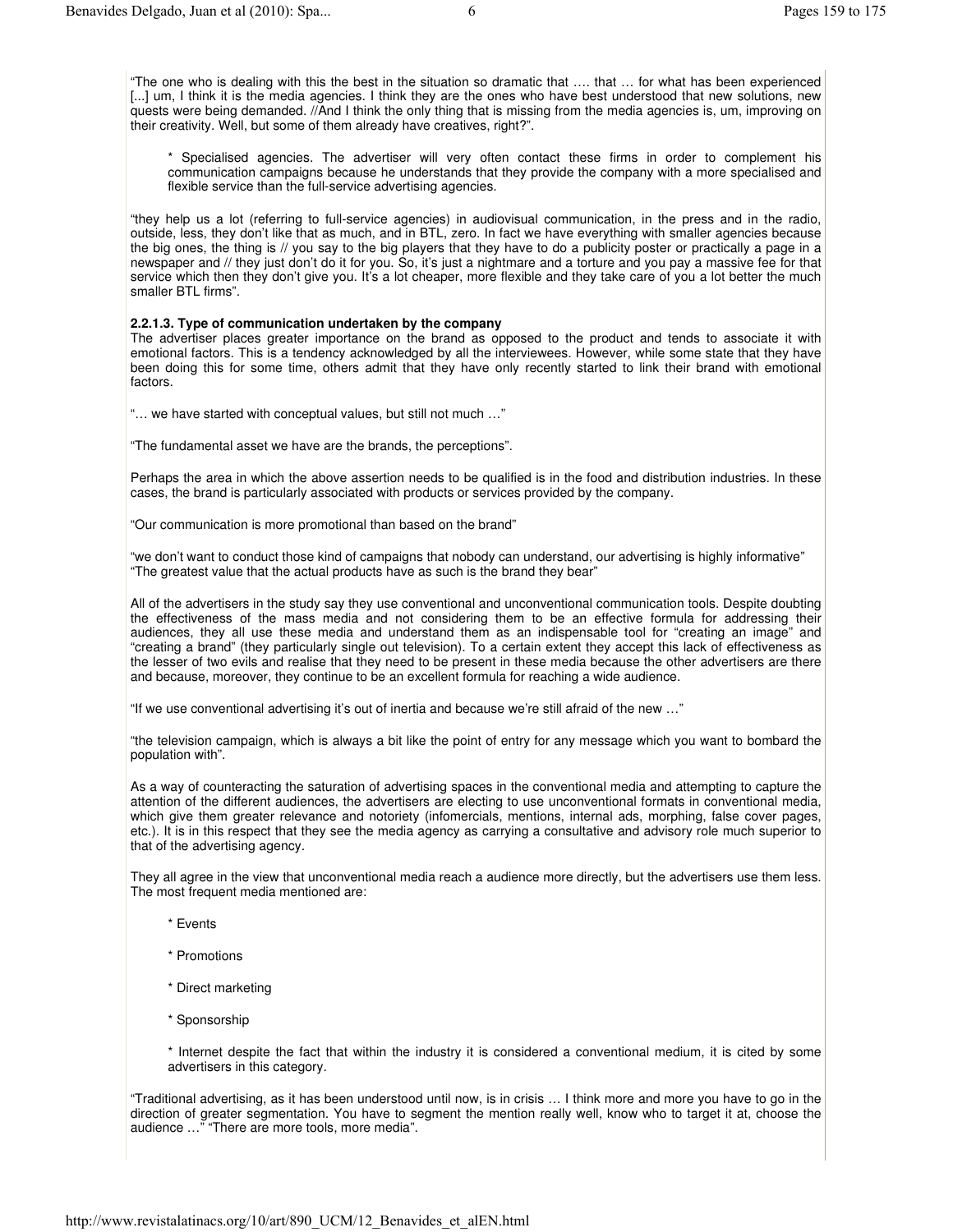"The one who is dealing with this the best in the situation so dramatic that …. that … for what has been experienced [...] um, I think it is the media agencies. I think they are the ones who have best understood that new solutions, new quests were being demanded. //And I think the only thing that is missing from the media agencies is, um, improving on their creativity. Well, but some of them already have creatives, right?".

> * Specialised agencies. The advertiser will very often contact these firms in order to complement his communication campaigns because he understands that they provide the company with a more specialised and flexible service than the full-service advertising agencies.

"they help us a lot (referring to full-service agencies) in audiovisual communication, in the press and in the radio, outside, less, they don't like that as much, and in BTL, zero. In fact we have everything with smaller agencies because the big ones, the thing is // you say to the big players that they have to do a publicity poster or practically a page in a newspaper and // they just don't do it for you. So, it's just a nightmare and a torture and you pay a massive fee for that service which then they don't give you. It's a lot cheaper, more flexible and they take care of you a lot better the much smaller BTL firms".

**2.2.1.3. Type of communication undertaken by the company**

The advertiser places greater importance on the brand as opposed to the product and tends to associate it with emotional factors. This is a tendency acknowledged by all the interviewees. However, while some state that they have been doing this for some time, others admit that they have only recently started to link their brand with emotional factors.

"… we have started with conceptual values, but still not much …"

"The fundamental asset we have are the brands, the perceptions".

Perhaps the area in which the above assertion needs to be qualified is in the food and distribution industries. In these cases, the brand is particularly associated with products or services provided by the company.

"Our communication is more promotional than based on the brand"

"we don't want to conduct those kind of campaigns that nobody can understand, our advertising is highly informative"
"The greatest value that the actual products have as such is the brand they bear"

All of the advertisers in the study say they use conventional and unconventional communication tools. Despite doubting the effectiveness of the mass media and not considering them to be an effective formula for addressing their audiences, they all use these media and understand them as an indispensable tool for "creating an image" and "creating a brand" (they particularly single out television). To a certain extent they accept this lack of effectiveness as the lesser of two evils and realise that they need to be present in these media because the other advertisers are there and because, moreover, they continue to be an excellent formula for reaching a wide audience.

"If we use conventional advertising it's out of inertia and because we're still afraid of the new …"

"the television campaign, which is always a bit like the point of entry for any message which you want to bombard the population with".

As a way of counteracting the saturation of advertising spaces in the conventional media and attempting to capture the attention of the different audiences, the advertisers are electing to use unconventional formats in conventional media, which give them greater relevance and notoriety (infomercials, mentions, internal ads, morphing, false cover pages, etc.). It is in this respect that they see the media agency as carrying a consultative and advisory role much superior to that of the advertising agency.

They all agree in the view that unconventional media reach a audience more directly, but the advertisers use them less. The most frequent media mentioned are:

* Events
* Promotions
* Direct marketing
* Sponsorship
* Internet despite the fact that within the industry it is considered a conventional medium, it is cited by some advertisers in this category.

"Traditional advertising, as it has been understood until now, is in crisis … I think more and more you have to go in the direction of greater segmentation. You have to segment the mention really well, know who to target it at, choose the audience …" "There are more tools, more media".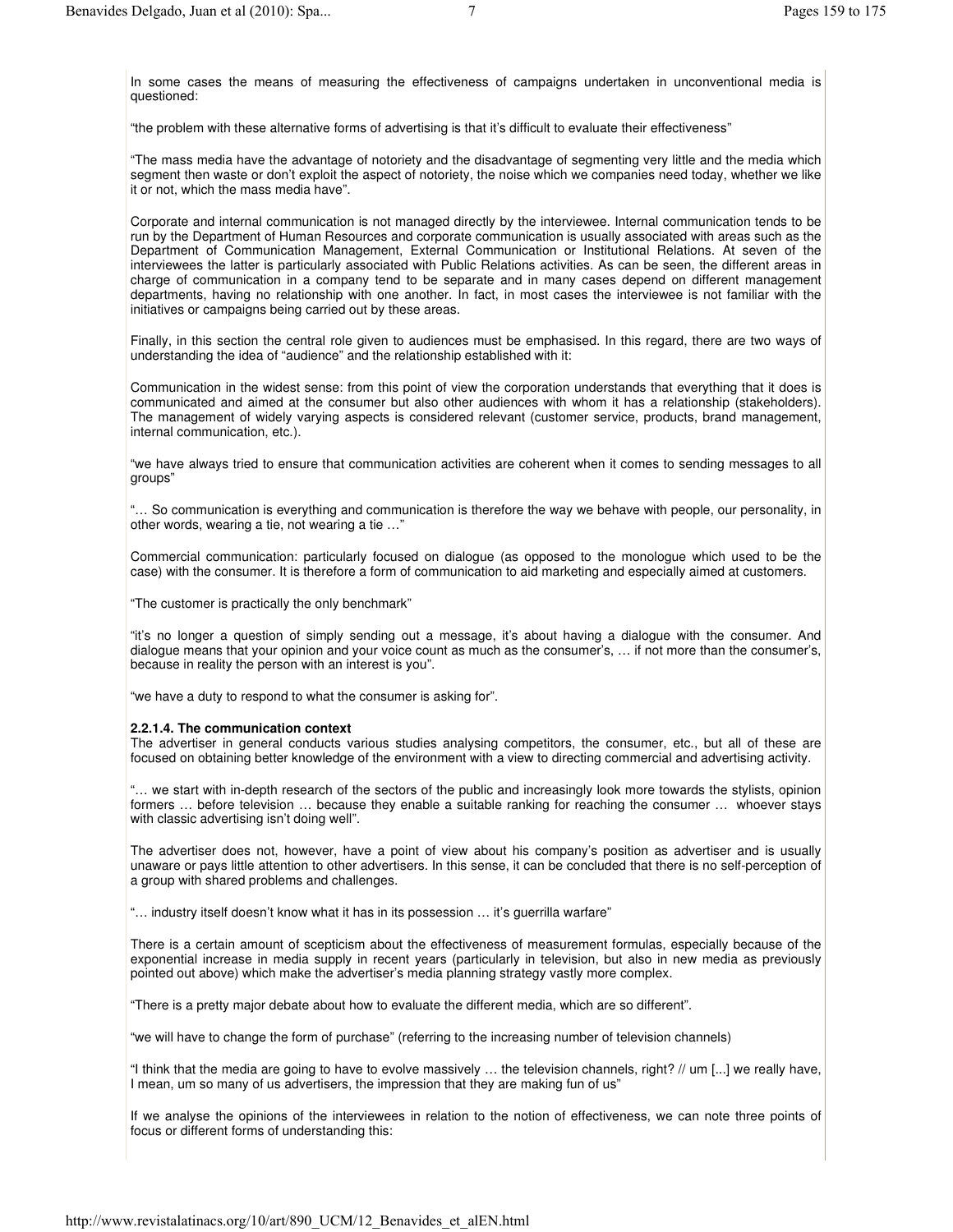In some cases the means of measuring the effectiveness of campaigns undertaken in unconventional media is questioned:

"the problem with these alternative forms of advertising is that it's difficult to evaluate their effectiveness"

"The mass media have the advantage of notoriety and the disadvantage of segmenting very little and the media which segment then waste or don't exploit the aspect of notoriety, the noise which we companies need today, whether we like it or not, which the mass media have".

Corporate and internal communication is not managed directly by the interviewee. Internal communication tends to be run by the Department of Human Resources and corporate communication is usually associated with areas such as the Department of Communication Management, External Communication or Institutional Relations. At seven of the interviewees the latter is particularly associated with Public Relations activities. As can be seen, the different areas in charge of communication in a company tend to be separate and in many cases depend on different management departments, having no relationship with one another. In fact, in most cases the interviewee is not familiar with the initiatives or campaigns being carried out by these areas.

Finally, in this section the central role given to audiences must be emphasised. In this regard, there are two ways of understanding the idea of "audience" and the relationship established with it:

Communication in the widest sense: from this point of view the corporation understands that everything that it does is communicated and aimed at the consumer but also other audiences with whom it has a relationship (stakeholders). The management of widely varying aspects is considered relevant (customer service, products, brand management, internal communication, etc.).

"we have always tried to ensure that communication activities are coherent when it comes to sending messages to all groups"

"… So communication is everything and communication is therefore the way we behave with people, our personality, in other words, wearing a tie, not wearing a tie …"

Commercial communication: particularly focused on dialogue (as opposed to the monologue which used to be the case) with the consumer. It is therefore a form of communication to aid marketing and especially aimed at customers.

"The customer is practically the only benchmark"

"it's no longer a question of simply sending out a message, it's about having a dialogue with the consumer. And dialogue means that your opinion and your voice count as much as the consumer's, … if not more than the consumer's, because in reality the person with an interest is you".

"we have a duty to respond to what the consumer is asking for".

**2.2.1.4. The communication context**

The advertiser in general conducts various studies analysing competitors, the consumer, etc., but all of these are focused on obtaining better knowledge of the environment with a view to directing commercial and advertising activity.

"… we start with in-depth research of the sectors of the public and increasingly look more towards the stylists, opinion formers … before television … because they enable a suitable ranking for reaching the consumer … whoever stays with classic advertising isn't doing well".

The advertiser does not, however, have a point of view about his company's position as advertiser and is usually unaware or pays little attention to other advertisers. In this sense, it can be concluded that there is no self-perception of a group with shared problems and challenges.

"… industry itself doesn't know what it has in its possession … it's guerrilla warfare"

There is a certain amount of scepticism about the effectiveness of measurement formulas, especially because of the exponential increase in media supply in recent years (particularly in television, but also in new media as previously pointed out above) which make the advertiser's media planning strategy vastly more complex.

"There is a pretty major debate about how to evaluate the different media, which are so different".

"we will have to change the form of purchase" (referring to the increasing number of television channels)

"I think that the media are going to have to evolve massively … the television channels, right? // um [...] we really have, I mean, um so many of us advertisers, the impression that they are making fun of us"

If we analyse the opinions of the interviewees in relation to the notion of effectiveness, we can note three points of focus or different forms of understanding this: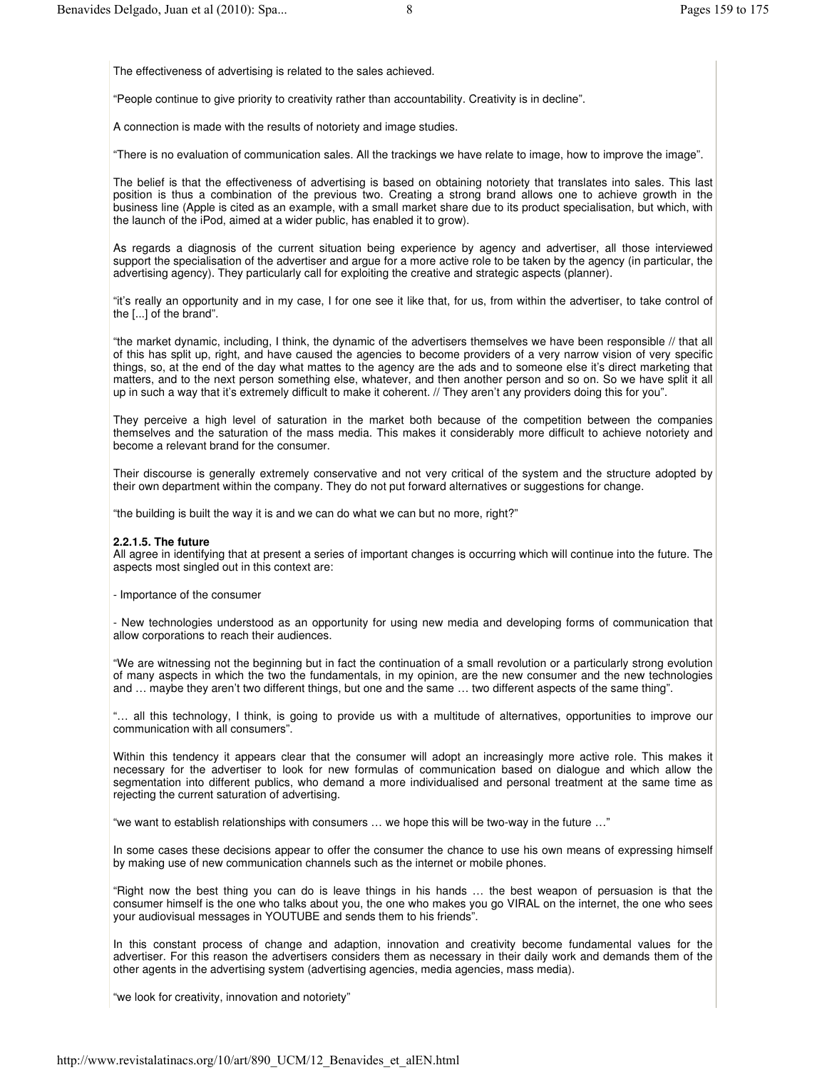The effectiveness of advertising is related to the sales achieved.

"People continue to give priority to creativity rather than accountability. Creativity is in decline".

A connection is made with the results of notoriety and image studies.

"There is no evaluation of communication sales. All the trackings we have relate to image, how to improve the image".

The belief is that the effectiveness of advertising is based on obtaining notoriety that translates into sales. This last position is thus a combination of the previous two. Creating a strong brand allows one to achieve growth in the business line (Apple is cited as an example, with a small market share due to its product specialisation, but which, with the launch of the iPod, aimed at a wider public, has enabled it to grow).

As regards a diagnosis of the current situation being experience by agency and advertiser, all those interviewed support the specialisation of the advertiser and argue for a more active role to be taken by the agency (in particular, the advertising agency). They particularly call for exploiting the creative and strategic aspects (planner).

"it's really an opportunity and in my case, I for one see it like that, for us, from within the advertiser, to take control of the [...] of the brand".

"the market dynamic, including, I think, the dynamic of the advertisers themselves we have been responsible // that all of this has split up, right, and have caused the agencies to become providers of a very narrow vision of very specific things, so, at the end of the day what mattes to the agency are the ads and to someone else it's direct marketing that matters, and to the next person something else, whatever, and then another person and so on. So we have split it all up in such a way that it's extremely difficult to make it coherent. // They aren't any providers doing this for you".

They perceive a high level of saturation in the market both because of the competition between the companies themselves and the saturation of the mass media. This makes it considerably more difficult to achieve notoriety and become a relevant brand for the consumer.

Their discourse is generally extremely conservative and not very critical of the system and the structure adopted by their own department within the company. They do not put forward alternatives or suggestions for change.

"the building is built the way it is and we can do what we can but no more, right?"

**2.2.1.5. The future**

All agree in identifying that at present a series of important changes is occurring which will continue into the future. The aspects most singled out in this context are:

- Importance of the consumer

- New technologies understood as an opportunity for using new media and developing forms of communication that allow corporations to reach their audiences.

"We are witnessing not the beginning but in fact the continuation of a small revolution or a particularly strong evolution of many aspects in which the two the fundamentals, in my opinion, are the new consumer and the new technologies and … maybe they aren't two different things, but one and the same … two different aspects of the same thing".

"… all this technology, I think, is going to provide us with a multitude of alternatives, opportunities to improve our communication with all consumers".

Within this tendency it appears clear that the consumer will adopt an increasingly more active role. This makes it necessary for the advertiser to look for new formulas of communication based on dialogue and which allow the segmentation into different publics, who demand a more individualised and personal treatment at the same time as rejecting the current saturation of advertising.

"we want to establish relationships with consumers … we hope this will be two-way in the future …"

In some cases these decisions appear to offer the consumer the chance to use his own means of expressing himself by making use of new communication channels such as the internet or mobile phones.

"Right now the best thing you can do is leave things in his hands … the best weapon of persuasion is that the consumer himself is the one who talks about you, the one who makes you go VIRAL on the internet, the one who sees your audiovisual messages in YOUTUBE and sends them to his friends".

In this constant process of change and adaption, innovation and creativity become fundamental values for the advertiser. For this reason the advertisers considers them as necessary in their daily work and demands them of the other agents in the advertising system (advertising agencies, media agencies, mass media).

"we look for creativity, innovation and notoriety"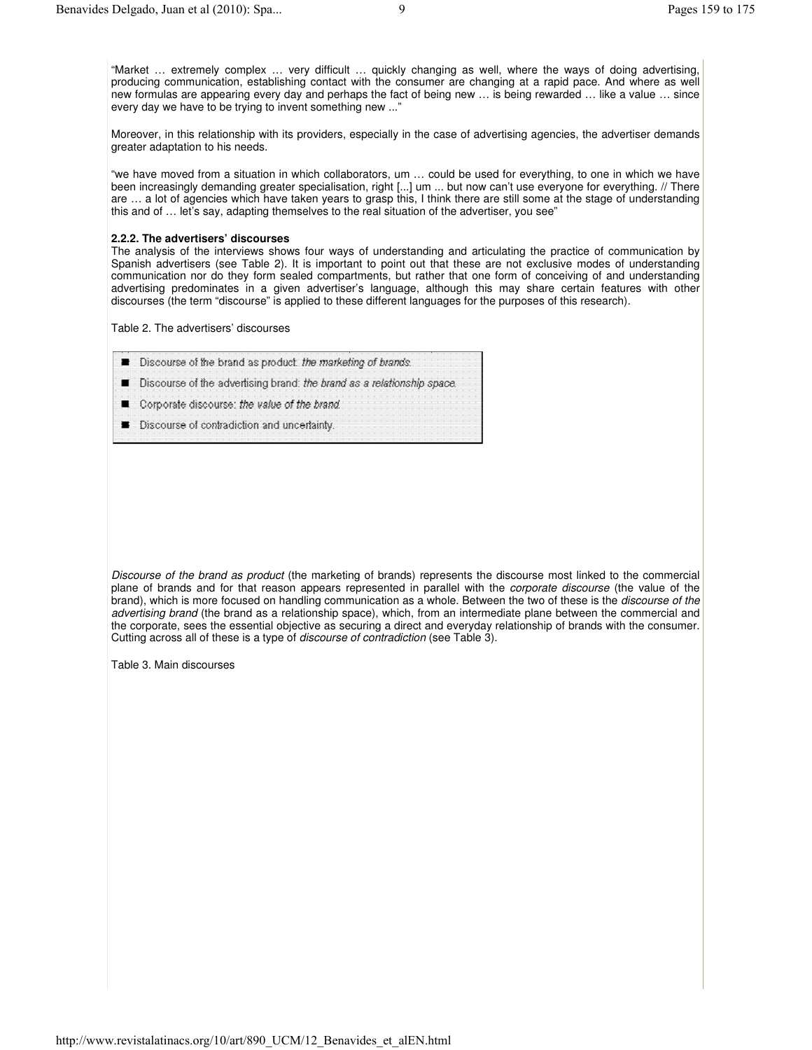"Market … extremely complex … very difficult … quickly changing as well, where the ways of doing advertising, producing communication, establishing contact with the consumer are changing at a rapid pace. And where as well new formulas are appearing every day and perhaps the fact of being new … is being rewarded … like a value … since every day we have to be trying to invent something new ..."

Moreover, in this relationship with its providers, especially in the case of advertising agencies, the advertiser demands greater adaptation to his needs.

"we have moved from a situation in which collaborators, um … could be used for everything, to one in which we have been increasingly demanding greater specialisation, right [...] um ... but now can't use everyone for everything. // There are … a lot of agencies which have taken years to grasp this, I think there are still some at the stage of understanding this and of … let's say, adapting themselves to the real situation of the advertiser, you see"

### 2.2.2. The advertisers' discourses

The analysis of the interviews shows four ways of understanding and articulating the practice of communication by Spanish advertisers (see Table 2). It is important to point out that these are not exclusive modes of understanding communication nor do they form sealed compartments, but rather that one form of conceiving of and understanding advertising predominates in a given advertiser's language, although this may share certain features with other discourses (the term "discourse" is applied to these different languages for the purposes of this research).

Table 2. The advertisers' discourses

- Discourse of the brand as product: *the marketing of brands.*
- Discourse of the advertising brand: *the brand as a relationship space.*
- Corporate discourse: *the value of the brand.*
- Discourse of contradiction and uncertainty.

*Discourse of the brand as product* (the marketing of brands) represents the discourse most linked to the commercial plane of brands and for that reason appears represented in parallel with the *corporate discourse* (the value of the brand), which is more focused on handling communication as a whole. Between the two of these is the *discourse of the advertising brand* (the brand as a relationship space), which, from an intermediate plane between the commercial and the corporate, sees the essential objective as securing a direct and everyday relationship of brands with the consumer. Cutting across all of these is a type of *discourse of contradiction* (see Table 3).

Table 3. Main discourses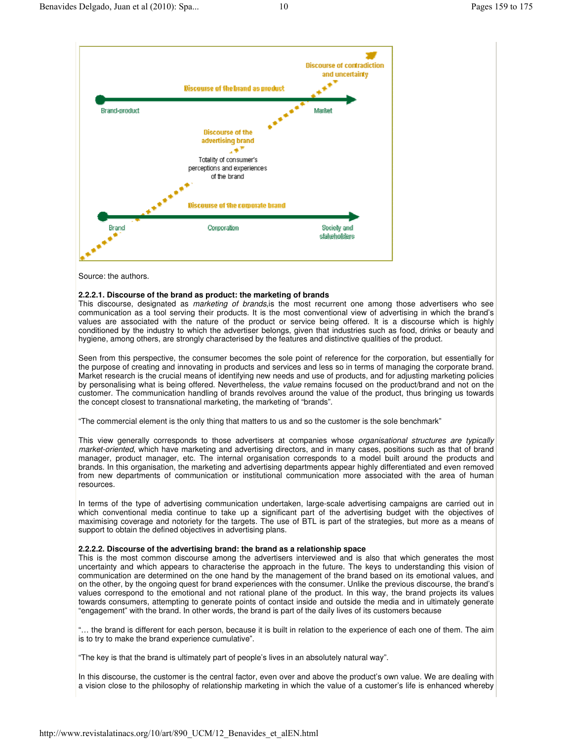Discourse of contradiction and uncertainty

Discourse of the brand as product

Brand-product — Market

Discourse of the advertising brand

Totality of consumer's perceptions and experiences of the brand

Discourse of the corporate brand

Brand — Corporation — Society and stakeholders

Source: the authors.

**2.2.2.1. Discourse of the brand as product: the marketing of brands**

This discourse, designated as *marketing of brands*,is the most recurrent one among those advertisers who see communication as a tool serving their products. It is the most conventional view of advertising in which the brand's values are associated with the nature of the product or service being offered. It is a discourse which is highly conditioned by the industry to which the advertiser belongs, given that industries such as food, drinks or beauty and hygiene, among others, are strongly characterised by the features and distinctive qualities of the product.

Seen from this perspective, the consumer becomes the sole point of reference for the corporation, but essentially for the purpose of creating and innovating in products and services and less so in terms of managing the corporate brand. Market research is the crucial means of identifying new needs and use of products, and for adjusting marketing policies by personalising what is being offered. Nevertheless, the *value* remains focused on the product/brand and not on the customer. The communication handling of brands revolves around the value of the product, thus bringing us towards the concept closest to transnational marketing, the marketing of "brands".

"The commercial element is the only thing that matters to us and so the customer is the sole benchmark"

This view generally corresponds to those advertisers at companies whose *organisational structures are typically market-oriented*, which have marketing and advertising directors, and in many cases, positions such as that of brand manager, product manager, etc. The internal organisation corresponds to a model built around the products and brands. In this organisation, the marketing and advertising departments appear highly differentiated and even removed from new departments of communication or institutional communication more associated with the area of human resources.

In terms of the type of advertising communication undertaken, large-scale advertising campaigns are carried out in which conventional media continue to take up a significant part of the advertising budget with the objectives of maximising coverage and notoriety for the targets. The use of BTL is part of the strategies, but more as a means of support to obtain the defined objectives in advertising plans.

**2.2.2.2. Discourse of the advertising brand: the brand as a relationship space**

This is the most common discourse among the advertisers interviewed and is also that which generates the most uncertainty and which appears to characterise the approach in the future. The keys to understanding this vision of communication are determined on the one hand by the management of the brand based on its emotional values, and on the other, by the ongoing quest for brand experiences with the consumer. Unlike the previous discourse, the brand's values correspond to the emotional and not rational plane of the product. In this way, the brand projects its values towards consumers, attempting to generate points of contact inside and outside the media and in ultimately generate "engagement" with the brand. In other words, the brand is part of the daily lives of its customers because

"… the brand is different for each person, because it is built in relation to the experience of each one of them. The aim is to try to make the brand experience cumulative".

"The key is that the brand is ultimately part of people's lives in an absolutely natural way".

In this discourse, the customer is the central factor, even over and above the product's own value. We are dealing with a vision close to the philosophy of relationship marketing in which the value of a customer's life is enhanced whereby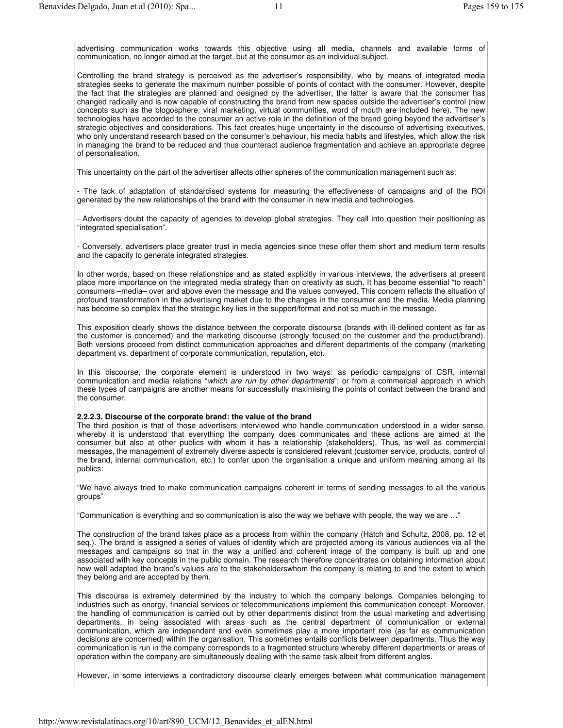advertising communication works towards this objective using all media, channels and available forms of communication, no longer aimed at the target, but at the consumer as an individual subject.

Controlling the brand strategy is perceived as the advertiser's responsibility, who by means of integrated media strategies seeks to generate the maximum number possible of points of contact with the consumer. However, despite the fact that the strategies are planned and designed by the advertiser, the latter is aware that the consumer has changed radically and is now capable of constructing the brand from new spaces outside the advertiser's control (new concepts such as the blogosphere, viral marketing, virtual communities, word of mouth are included here). The new technologies have accorded to the consumer an active role in the definition of the brand going beyond the advertiser's strategic objectives and considerations. This fact creates huge uncertainty in the discourse of advertising executives, who only understand research based on the consumer's behaviour, his media habits and lifestyles, which allow the risk in managing the brand to be reduced and thus counteract audience fragmentation and achieve an appropriate degree of personalisation.

This uncertainty on the part of the advertiser affects other spheres of the communication management such as:

- The lack of adaptation of standardised systems for measuring the effectiveness of campaigns and of the ROI generated by the new relationships of the brand with the consumer in new media and technologies.

- Advertisers doubt the capacity of agencies to develop global strategies. They call into question their positioning as "integrated specialisation".

- Conversely, advertisers place greater trust in media agencies since these offer them short and medium term results and the capacity to generate integrated strategies.

In other words, based on these relationships and as stated explicitly in various interviews, the advertisers at present place more importance on the integrated media strategy than on creativity as such. It has become essential "to reach" consumers –media– over and above even the message and the values conveyed. This concern reflects the situation of profound transformation in the advertising market due to the changes in the consumer and the media. Media planning has become so complex that the strategic key lies in the support/format and not so much in the message.

This exposition clearly shows the distance between the corporate discourse (brands with ill-defined content as far as the customer is concerned) and the marketing discourse (strongly focused on the customer and the product/brand). Both versions proceed from distinct communication approaches and different departments of the company (marketing department vs. department of corporate communication, reputation, etc).

In this discourse, the corporate element is understood in two ways: as periodic campaigns of CSR, internal communication and media relations "*which are run by other departments*"; or from a commercial approach in which these types of campaigns are another means for successfully maximising the points of contact between the brand and the consumer.

#### 2.2.2.3. Discourse of the corporate brand: the value of the brand

The third position is that of those advertisers interviewed who handle communication understood in a wider sense, whereby it is understood that everything the company does communicates and these actions are aimed at the consumer but also at other publics with whom it has a relationship (stakeholders). Thus, as well as commercial messages, the management of extremely diverse aspects is considered relevant (customer service, products, control of the brand, internal communication, etc.) to confer upon the organisation a unique and uniform meaning among all its publics:

"We have always tried to make communication campaigns coherent in terms of sending messages to all the various groups"

"Communication is everything and so communication is also the way we behave with people, the way we are …"

The construction of the brand takes place as a process from within the company (Hatch and Schultz, 2008, pp. 12 et seq.). The brand is assigned a series of values of identity which are projected among its various audiences via all the messages and campaigns so that in the way a unified and coherent image of the company is built up and one associated with key concepts in the public domain. The research therefore concentrates on obtaining information about how well adapted the brand's values are to the stakeholderswhom the company is relating to and the extent to which they belong and are accepted by them.

This discourse is extremely determined by the industry to which the company belongs. Companies belonging to industries such as energy, financial services or telecommunications implement this communication concept. Moreover, the handling of communication is carried out by other departments distinct from the usual marketing and advertising departments, in being associated with areas such as the central department of communication or external communication, which are independent and even sometimes play a more important role (as far as communication decisions are concerned) within the organisation. This sometimes entails conflicts between departments. Thus the way communication is run in the company corresponds to a fragmented structure whereby different departments or areas of operation within the company are simultaneously dealing with the same task albeit from different angles.

However, in some interviews a contradictory discourse clearly emerges between what communication management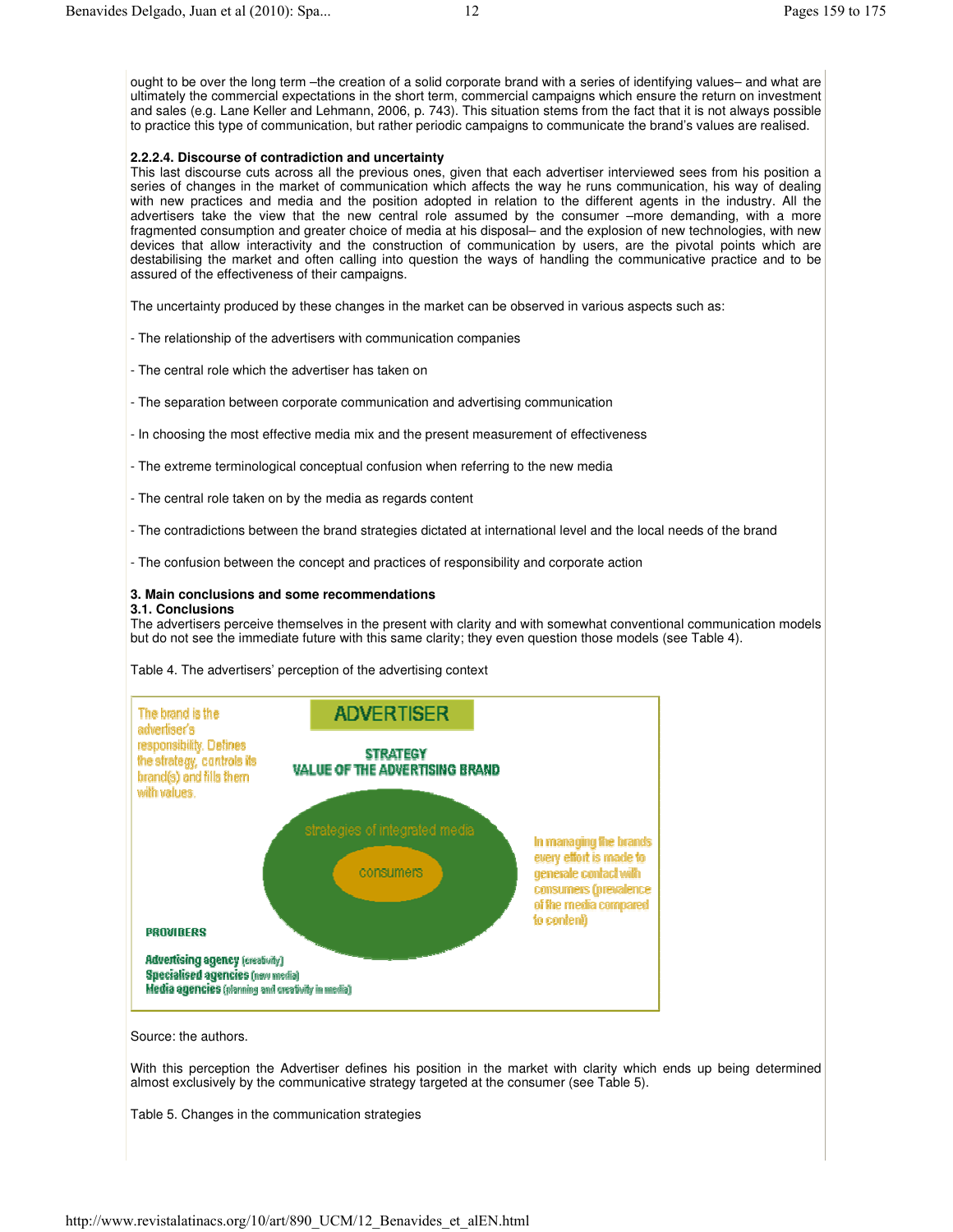ought to be over the long term –the creation of a solid corporate brand with a series of identifying values– and what are ultimately the commercial expectations in the short term, commercial campaigns which ensure the return on investment and sales (e.g. Lane Keller and Lehmann, 2006, p. 743). This situation stems from the fact that it is not always possible to practice this type of communication, but rather periodic campaigns to communicate the brand's values are realised.

#### 2.2.2.4. Discourse of contradiction and uncertainty

This last discourse cuts across all the previous ones, given that each advertiser interviewed sees from his position a series of changes in the market of communication which affects the way he runs communication, his way of dealing with new practices and media and the position adopted in relation to the different agents in the industry. All the advertisers take the view that the new central role assumed by the consumer –more demanding, with a more fragmented consumption and greater choice of media at his disposal– and the explosion of new technologies, with new devices that allow interactivity and the construction of communication by users, are the pivotal points which are destabilising the market and often calling into question the ways of handling the communicative practice and to be assured of the effectiveness of their campaigns.

The uncertainty produced by these changes in the market can be observed in various aspects such as:

- The relationship of the advertisers with communication companies

- The central role which the advertiser has taken on

- The separation between corporate communication and advertising communication

- In choosing the most effective media mix and the present measurement of effectiveness

- The extreme terminological conceptual confusion when referring to the new media

- The central role taken on by the media as regards content

- The contradictions between the brand strategies dictated at international level and the local needs of the brand

- The confusion between the concept and practices of responsibility and corporate action

## 3. Main conclusions and some recommendations

### 3.1. Conclusions

The advertisers perceive themselves in the present with clarity and with somewhat conventional communication models but do not see the immediate future with this same clarity; they even question those models (see Table 4).

Table 4. The advertisers' perception of the advertising context

ADVERTISER

The brand is the advertiser's responsibility. Defines the strategy, controls its brand(s) and fills them with values.

STRATEGY
VALUE OF THE ADVERTISING BRAND

strategies of integrated media

consumers

In managing the brands every effort is made to generate contact with consumers (prevalence of the media compared to content)

PROVIDERS

Advertising agency (creativity)
Specialised agencies (new media)
Media agencies (planning and creativity in media)

Source: the authors.

With this perception the Advertiser defines his position in the market with clarity which ends up being determined almost exclusively by the communicative strategy targeted at the consumer (see Table 5).

Table 5. Changes in the communication strategies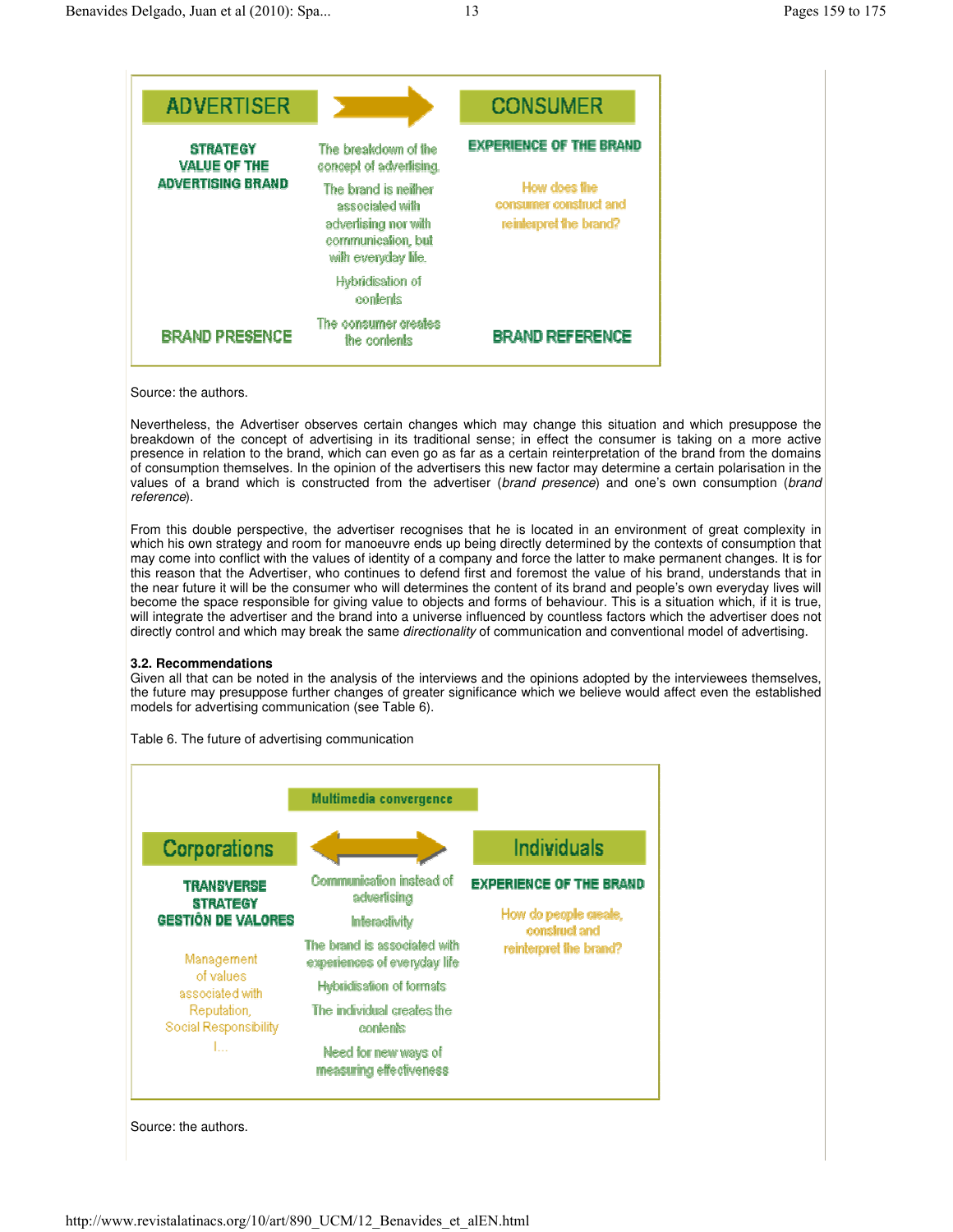| ADVERTISER | → | CONSUMER |
|---|---|---|
| **STRATEGY VALUE OF THE ADVERTISING BRAND** | The breakdown of the concept of advertising. The brand is neither associated with advertising nor with communication, but with everyday life. Hybridisation of contents | **EXPERIENCE OF THE BRAND** How does the consumer construct and reinterpret the brand? |
| **BRAND PRESENCE** | The consumer creates the contents | **BRAND REFERENCE** |

Source: the authors.

Nevertheless, the Advertiser observes certain changes which may change this situation and which presuppose the breakdown of the concept of advertising in its traditional sense; in effect the consumer is taking on a more active presence in relation to the brand, which can even go as far as a certain reinterpretation of the brand from the domains of consumption themselves. In the opinion of the advertisers this new factor may determine a certain polarisation in the values of a brand which is constructed from the advertiser (*brand presence*) and one's own consumption (*brand reference*).

From this double perspective, the advertiser recognises that he is located in an environment of great complexity in which his own strategy and room for manoeuvre ends up being directly determined by the contexts of consumption that may come into conflict with the values of identity of a company and force the latter to make permanent changes. It is for this reason that the Advertiser, who continues to defend first and foremost the value of his brand, understands that in the near future it will be the consumer who will determines the content of its brand and people's own everyday lives will become the space responsible for giving value to objects and forms of behaviour. This is a situation which, if it is true, will integrate the advertiser and the brand into a universe influenced by countless factors which the advertiser does not directly control and which may break the same *directionality* of communication and conventional model of advertising.

### 3.2. Recommendations

Given all that can be noted in the analysis of the interviews and the opinions adopted by the interviewees themselves, the future may presuppose further changes of greater significance which we believe would affect even the established models for advertising communication (see Table 6).

Table 6. The future of advertising communication

| Corporations | Multimedia convergence ↔ | Individuals |
|---|---|---|
| **TRANSVERSE STRATEGY GESTIÓN DE VALORES** Management of values associated with Reputation, Social Responsibility /... | Communication instead of advertising. Interactivity. The brand is associated with experiences of everyday life. Hybridisation of formats. The individual creates the contents. Need for new ways of measuring effectiveness | **EXPERIENCE OF THE BRAND** How do people create, construct and reinterpret the brand? |

Source: the authors.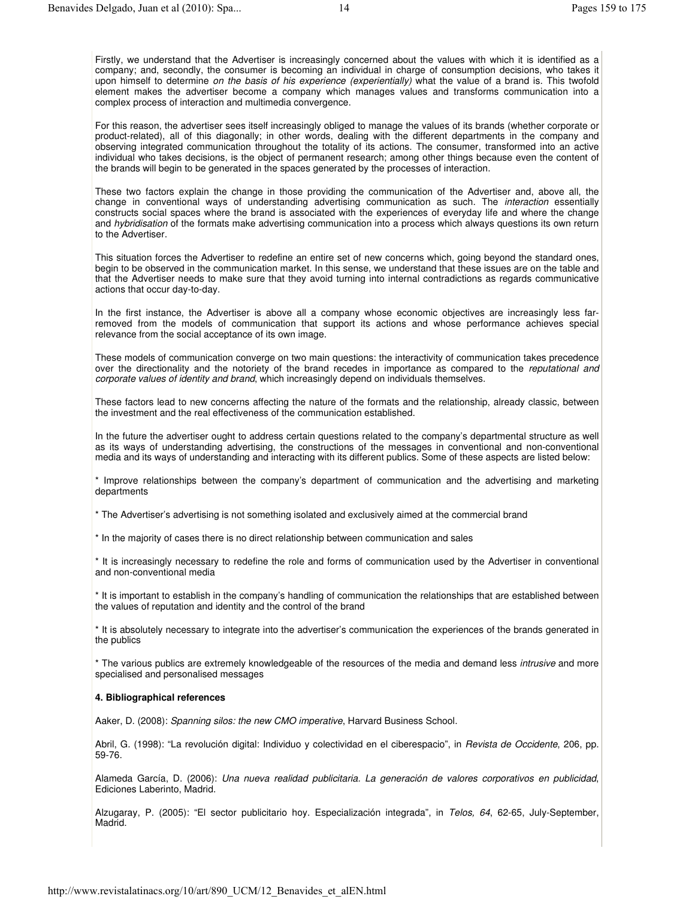Firstly, we understand that the Advertiser is increasingly concerned about the values with which it is identified as a company; and, secondly, the consumer is becoming an individual in charge of consumption decisions, who takes it upon himself to determine *on the basis of his experience (experientially)* what the value of a brand is. This twofold element makes the advertiser become a company which manages values and transforms communication into a complex process of interaction and multimedia convergence.

For this reason, the advertiser sees itself increasingly obliged to manage the values of its brands (whether corporate or product-related), all of this diagonally; in other words, dealing with the different departments in the company and observing integrated communication throughout the totality of its actions. The consumer, transformed into an active individual who takes decisions, is the object of permanent research; among other things because even the content of the brands will begin to be generated in the spaces generated by the processes of interaction.

These two factors explain the change in those providing the communication of the Advertiser and, above all, the change in conventional ways of understanding advertising communication as such. The *interaction* essentially constructs social spaces where the brand is associated with the experiences of everyday life and where the change and *hybridisation* of the formats make advertising communication into a process which always questions its own return to the Advertiser.

This situation forces the Advertiser to redefine an entire set of new concerns which, going beyond the standard ones, begin to be observed in the communication market. In this sense, we understand that these issues are on the table and that the Advertiser needs to make sure that they avoid turning into internal contradictions as regards communicative actions that occur day-to-day.

In the first instance, the Advertiser is above all a company whose economic objectives are increasingly less far-removed from the models of communication that support its actions and whose performance achieves special relevance from the social acceptance of its own image.

These models of communication converge on two main questions: the interactivity of communication takes precedence over the directionality and the notoriety of the brand recedes in importance as compared to the *reputational and corporate values of identity and brand*, which increasingly depend on individuals themselves.

These factors lead to new concerns affecting the nature of the formats and the relationship, already classic, between the investment and the real effectiveness of the communication established.

In the future the advertiser ought to address certain questions related to the company's departmental structure as well as its ways of understanding advertising, the constructions of the messages in conventional and non-conventional media and its ways of understanding and interacting with its different publics. Some of these aspects are listed below:

* Improve relationships between the company's department of communication and the advertising and marketing departments

* The Advertiser's advertising is not something isolated and exclusively aimed at the commercial brand

* In the majority of cases there is no direct relationship between communication and sales

* It is increasingly necessary to redefine the role and forms of communication used by the Advertiser in conventional and non-conventional media

* It is important to establish in the company's handling of communication the relationships that are established between the values of reputation and identity and the control of the brand

* It is absolutely necessary to integrate into the advertiser's communication the experiences of the brands generated in the publics

* The various publics are extremely knowledgeable of the resources of the media and demand less *intrusive* and more specialised and personalised messages

**4. Bibliographical references**

Aaker, D. (2008): *Spanning silos: the new CMO imperative*, Harvard Business School.

Abril, G. (1998): "La revolución digital: Individuo y colectividad en el ciberespacio", in *Revista de Occidente*, 206, pp. 59-76.

Alameda García, D. (2006): *Una nueva realidad publicitaria. La generación de valores corporativos en publicidad*, Ediciones Laberinto, Madrid.

Alzugaray, P. (2005): "El sector publicitario hoy. Especialización integrada", in *Telos, 64*, 62-65, July-September, Madrid.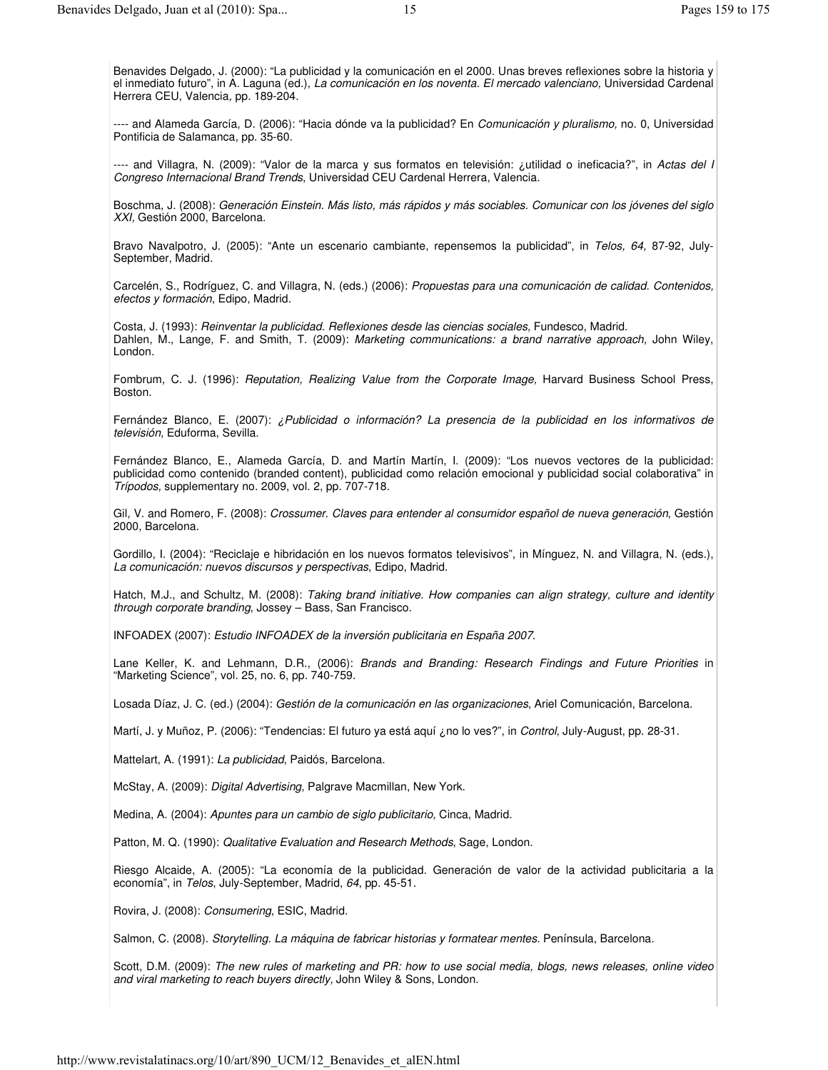Benavides Delgado, J. (2000): “La publicidad y la comunicación en el 2000. Unas breves reflexiones sobre la historia y el inmediato futuro”, in A. Laguna (ed.), *La comunicación en los noventa. El mercado valenciano,* Universidad Cardenal Herrera CEU, Valencia, pp. 189-204.

---- and Alameda García, D. (2006): “Hacia dónde va la publicidad? En *Comunicación y pluralismo,* no. 0, Universidad Pontificia de Salamanca, pp. 35-60.

---- and Villagra, N. (2009): “Valor de la marca y sus formatos en televisión: ¿utilidad o ineficacia?”, in *Actas del I Congreso Internacional Brand Trends*, Universidad CEU Cardenal Herrera, Valencia.

Boschma, J. (2008): *Generación Einstein. Más listo, más rápidos y más sociables. Comunicar con los jóvenes del siglo XXI,* Gestión 2000, Barcelona.

Bravo Navalpotro, J. (2005): “Ante un escenario cambiante, repensemos la publicidad”, in *Telos, 64*, 87-92, July-September, Madrid.

Carcelén, S., Rodríguez, C. and Villagra, N. (eds.) (2006): *Propuestas para una comunicación de calidad. Contenidos, efectos y formación*, Edipo, Madrid.

Costa, J. (1993): *Reinventar la publicidad. Reflexiones desde las ciencias sociales*, Fundesco, Madrid.
Dahlen, M., Lange, F. and Smith, T. (2009): *Marketing communications: a brand narrative approach,* John Wiley, London.

Fombrum, C. J. (1996): *Reputation, Realizing Value from the Corporate Image,* Harvard Business School Press, Boston.

Fernández Blanco, E. (2007): *¿Publicidad o información? La presencia de la publicidad en los informativos de televisión,* Eduforma, Sevilla.

Fernández Blanco, E., Alameda García, D. and Martín Martín, I. (2009): “Los nuevos vectores de la publicidad: publicidad como contenido (branded content), publicidad como relación emocional y publicidad social colaborativa” in *Trípodos,* supplementary no. 2009, vol. 2, pp. 707-718.

Gil, V. and Romero, F. (2008): *Crossumer. Claves para entender al consumidor español de nueva generación*, Gestión 2000, Barcelona.

Gordillo, I. (2004): “Reciclaje e hibridación en los nuevos formatos televisivos”, in Mínguez, N. and Villagra, N. (eds.), *La comunicación: nuevos discursos y perspectivas*, Edipo, Madrid.

Hatch, M.J., and Schultz, M. (2008): *Taking brand initiative. How companies can align strategy, culture and identity through corporate branding*, Jossey – Bass, San Francisco.

INFOADEX (2007): *Estudio INFOADEX de la inversión publicitaria en España 2007.*

Lane Keller, K. and Lehmann, D.R., (2006): *Brands and Branding: Research Findings and Future Priorities* in “Marketing Science”, vol. 25, no. 6, pp. 740-759.

Losada Díaz, J. C. (ed.) (2004): *Gestión de la comunicación en las organizaciones*, Ariel Comunicación, Barcelona.

Martí, J. y Muñoz, P. (2006): “Tendencias: El futuro ya está aquí ¿no lo ves?”, in *Control*, July-August, pp. 28-31.

Mattelart, A. (1991): *La publicidad*, Paidós, Barcelona.

McStay, A. (2009): *Digital Advertising,* Palgrave Macmillan, New York.

Medina, A. (2004): *Apuntes para un cambio de siglo publicitario,* Cinca, Madrid.

Patton, M. Q. (1990): *Qualitative Evaluation and Research Methods*, Sage, London.

Riesgo Alcaide, A. (2005): “La economía de la publicidad. Generación de valor de la actividad publicitaria a la economía”, in *Telos*, July-September, Madrid, *64*, pp. 45-51.

Rovira, J. (2008): *Consumering*, ESIC, Madrid.

Salmon, C. (2008). *Storytelling. La máquina de fabricar historias y formatear mentes.* Península, Barcelona.

Scott, D.M. (2009): *The new rules of marketing and PR: how to use social media, blogs, news releases, online video and viral marketing to reach buyers directly,* John Wiley & Sons, London.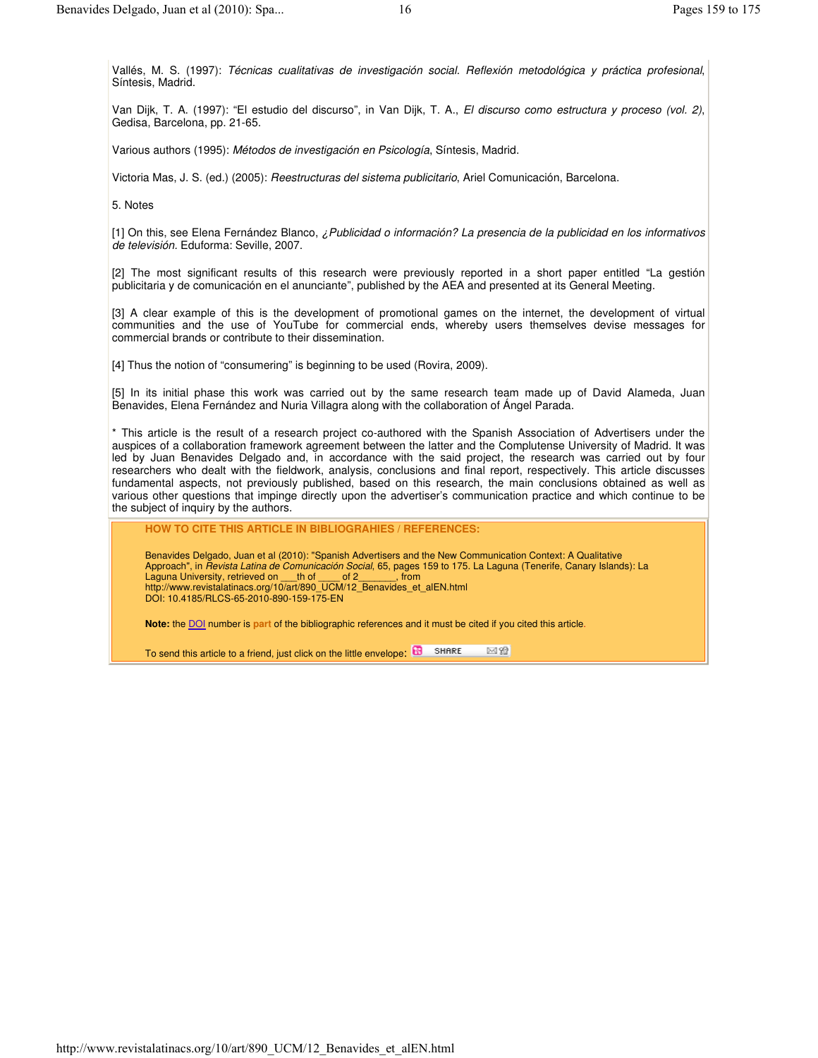Vallés, M. S. (1997): *Técnicas cualitativas de investigación social. Reflexión metodológica y práctica profesional*, Síntesis, Madrid.

Van Dijk, T. A. (1997): "El estudio del discurso", in Van Dijk, T. A., *El discurso como estructura y proceso (vol. 2)*, Gedisa, Barcelona, pp. 21-65.

Various authors (1995): *Métodos de investigación en Psicología*, Síntesis, Madrid.

Victoria Mas, J. S. (ed.) (2005): *Reestructuras del sistema publicitario*, Ariel Comunicación, Barcelona.

## 5. Notes

[1] On this, see Elena Fernández Blanco, *¿Publicidad o información? La presencia de la publicidad en los informativos de televisión.* Eduforma: Seville, 2007.

[2] The most significant results of this research were previously reported in a short paper entitled "La gestión publicitaria y de comunicación en el anunciante", published by the AEA and presented at its General Meeting.

[3] A clear example of this is the development of promotional games on the internet, the development of virtual communities and the use of YouTube for commercial ends, whereby users themselves devise messages for commercial brands or contribute to their dissemination.

[4] Thus the notion of "consumering" is beginning to be used (Rovira, 2009).

[5] In its initial phase this work was carried out by the same research team made up of David Alameda, Juan Benavides, Elena Fernández and Nuria Villagra along with the collaboration of Ángel Parada.

* This article is the result of a research project co-authored with the Spanish Association of Advertisers under the auspices of a collaboration framework agreement between the latter and the Complutense University of Madrid. It was led by Juan Benavides Delgado and, in accordance with the said project, the research was carried out by four researchers who dealt with the fieldwork, analysis, conclusions and final report, respectively. This article discusses fundamental aspects, not previously published, based on this research, the main conclusions obtained as well as various other questions that impinge directly upon the advertiser's communication practice and which continue to be the subject of inquiry by the authors.

**HOW TO CITE THIS ARTICLE IN BIBLIOGRAHIES / REFERENCES:**

Benavides Delgado, Juan et al (2010): "Spanish Advertisers and the New Communication Context: A Qualitative Approach", in *Revista Latina de Comunicación Social*, 65, pages 159 to 175. La Laguna (Tenerife, Canary Islands): La Laguna University, retrieved on ___th of ____ of 2_______, from http://www.revistalatinacs.org/10/art/890_UCM/12_Benavides_et_alEN.html
DOI: 10.4185/RLCS-65-2010-890-159-175-EN

**Note:** the DOI number is **part** of the bibliographic references and it must be cited if you cited this article.

To send this article to a friend, just click on the little envelope: SHARE